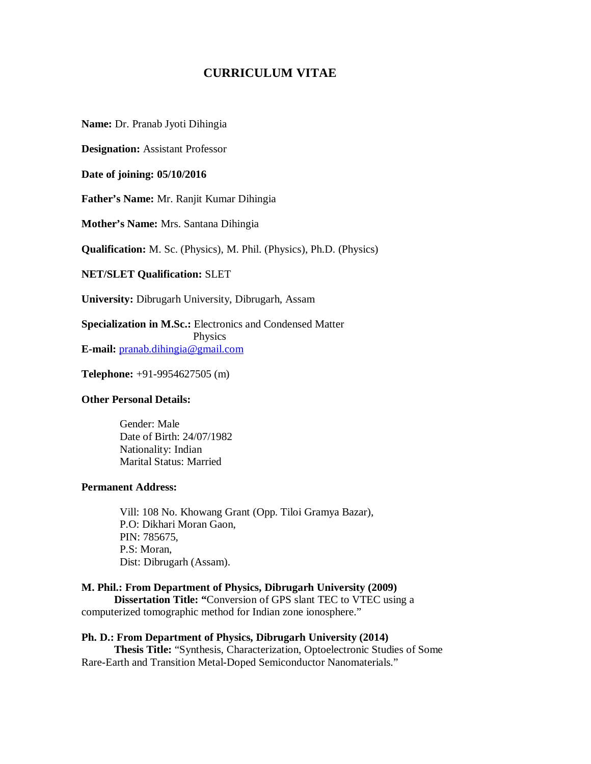# CURRICULUM VITAE

**Name:** Dr. Pranab Jyoti Dihingia

**Designation:** Assistant Professor

**Date of joining: 05/10/2016**

**Father's Name:** Mr. Ranjit Kumar Dihingia

**Mother's Name:** Mrs. Santana Dihingia

**Qualification:** M. Sc. (Physics), M. Phil. (Physics), Ph.D. (Physics)

**NET/SLET Qualification:** SLET

**University:** Dibrugarh University, Dibrugarh, Assam

**Specialization in M.Sc.:** Electronics and Condensed Matter Physics

**E-mail:** pranab.dihingia@gmail.com

**Telephone:** +91-9954627505 (m)

**Other Personal Details:**

Gender: Male
Date of Birth: 24/07/1982
Nationality: Indian
Marital Status: Married

**Permanent Address:**

Vill: 108 No. Khowang Grant (Opp. Tiloi Gramya Bazar),
P.O: Dikhari Moran Gaon,
PIN: 785675,
P.S: Moran,
Dist: Dibrugarh (Assam).

**M. Phil.: From Department of Physics, Dibrugarh University (2009)**
**Dissertation Title: "**Conversion of GPS slant TEC to VTEC using a computerized tomographic method for Indian zone ionosphere."

**Ph. D.: From Department of Physics, Dibrugarh University (2014)**
**Thesis Title:** "Synthesis, Characterization, Optoelectronic Studies of Some Rare-Earth and Transition Metal-Doped Semiconductor Nanomaterials."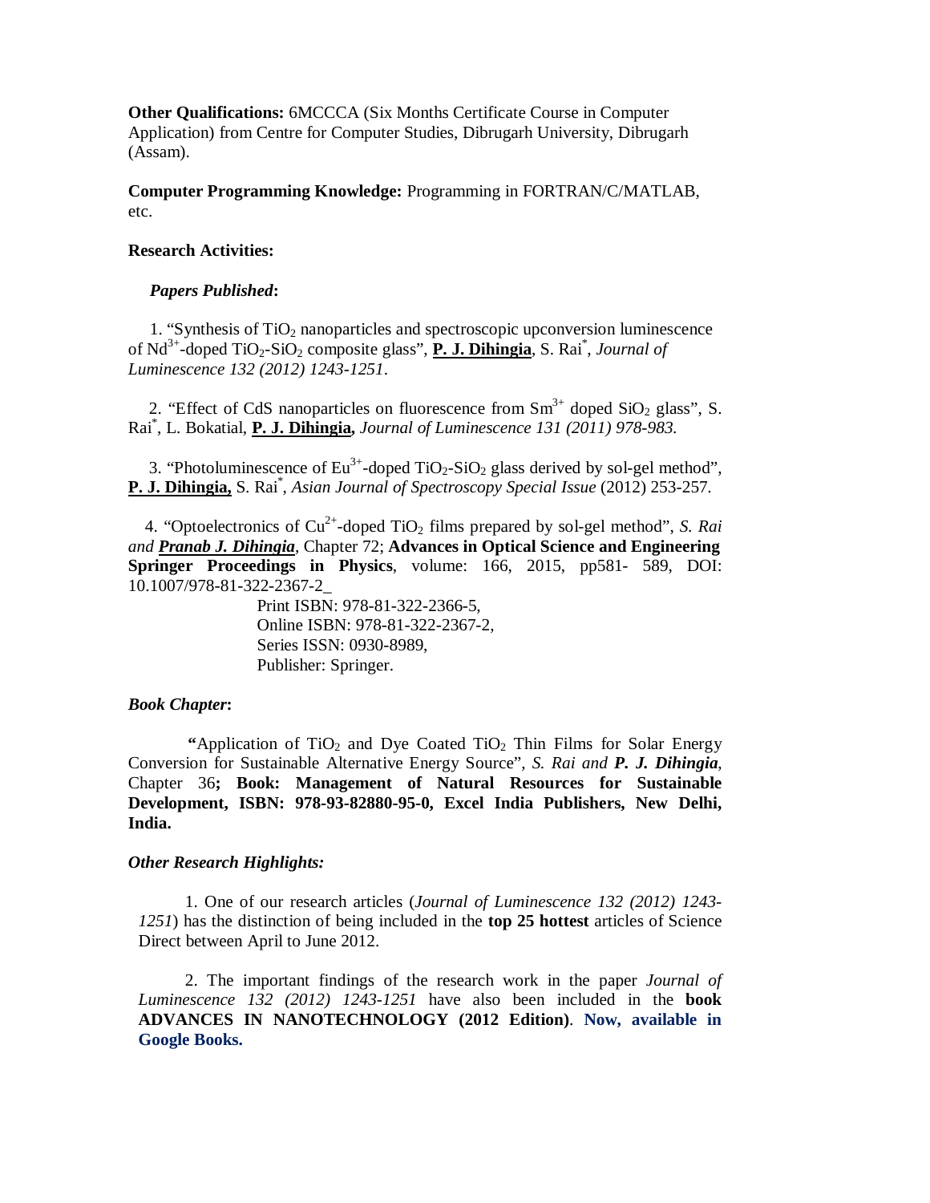**Other Qualifications:** 6MCCCA (Six Months Certificate Course in Computer Application) from Centre for Computer Studies, Dibrugarh University, Dibrugarh (Assam).

**Computer Programming Knowledge:** Programming in FORTRAN/C/MATLAB, etc.

**Research Activities:**

***Papers Published*:**

1. "Synthesis of $TiO_2$ nanoparticles and spectroscopic upconversion luminescence of $Nd^{3+}$-doped $TiO_2$-$SiO_2$ composite glass", **P. J. Dihingia**, S. Rai*, *Journal of Luminescence 132 (2012) 1243-1251.*

2. "Effect of CdS nanoparticles on fluorescence from $Sm^{3+}$ doped $SiO_2$ glass", S. Rai*, L. Bokatial, **P. J. Dihingia,** *Journal of Luminescence 131 (2011) 978-983.*

3. "Photoluminescence of $Eu^{3+}$-doped $TiO_2$-$SiO_2$ glass derived by sol-gel method", **P. J. Dihingia,** S. Rai*, *Asian Journal of Spectroscopy Special Issue* (2012) 253-257.

4. "Optoelectronics of $Cu^{2+}$-doped $TiO_2$ films prepared by sol-gel method", *S. Rai and **Pranab J. Dihingia***, Chapter 72; **Advances in Optical Science and Engineering Springer Proceedings in Physics**, volume: 166, 2015, pp581- 589, DOI: 10.1007/978-81-322-2367-2_

   Print ISBN: 978-81-322-2366-5,
   Online ISBN: 978-81-322-2367-2,
   Series ISSN: 0930-8989,
   Publisher: Springer.

***Book Chapter*:**

**"**Application of $TiO_2$ and Dye Coated $TiO_2$ Thin Films for Solar Energy Conversion for Sustainable Alternative Energy Source", *S. Rai and **P. J. Dihingia***, Chapter 36**; Book: Management of Natural Resources for Sustainable Development, ISBN: 978-93-82880-95-0, Excel India Publishers, New Delhi, India.**

***Other Research Highlights:***

1. One of our research articles (*Journal of Luminescence 132 (2012) 1243-1251*) has the distinction of being included in the **top 25 hottest** articles of Science Direct between April to June 2012.

2. The important findings of the research work in the paper *Journal of Luminescence 132 (2012) 1243-1251* have also been included in the **book ADVANCES IN NANOTECHNOLOGY (2012 Edition)**. **Now, available in Google Books.**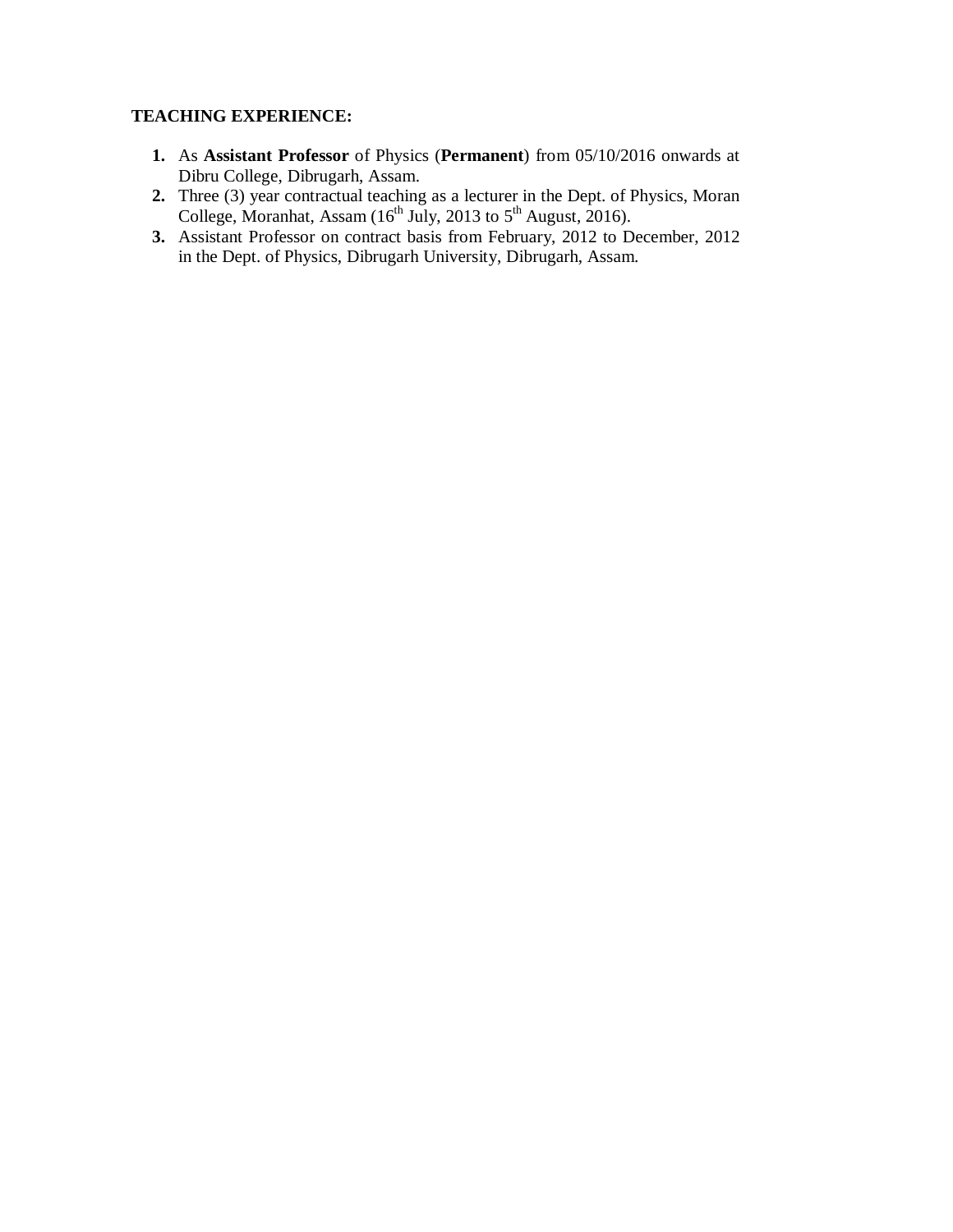**TEACHING EXPERIENCE:**

1. As **Assistant Professor** of Physics (**Permanent**) from 05/10/2016 onwards at Dibru College, Dibrugarh, Assam.
2. Three (3) year contractual teaching as a lecturer in the Dept. of Physics, Moran College, Moranhat, Assam (16th July, 2013 to 5th August, 2016).
3. Assistant Professor on contract basis from February, 2012 to December, 2012 in the Dept. of Physics, Dibrugarh University, Dibrugarh, Assam.